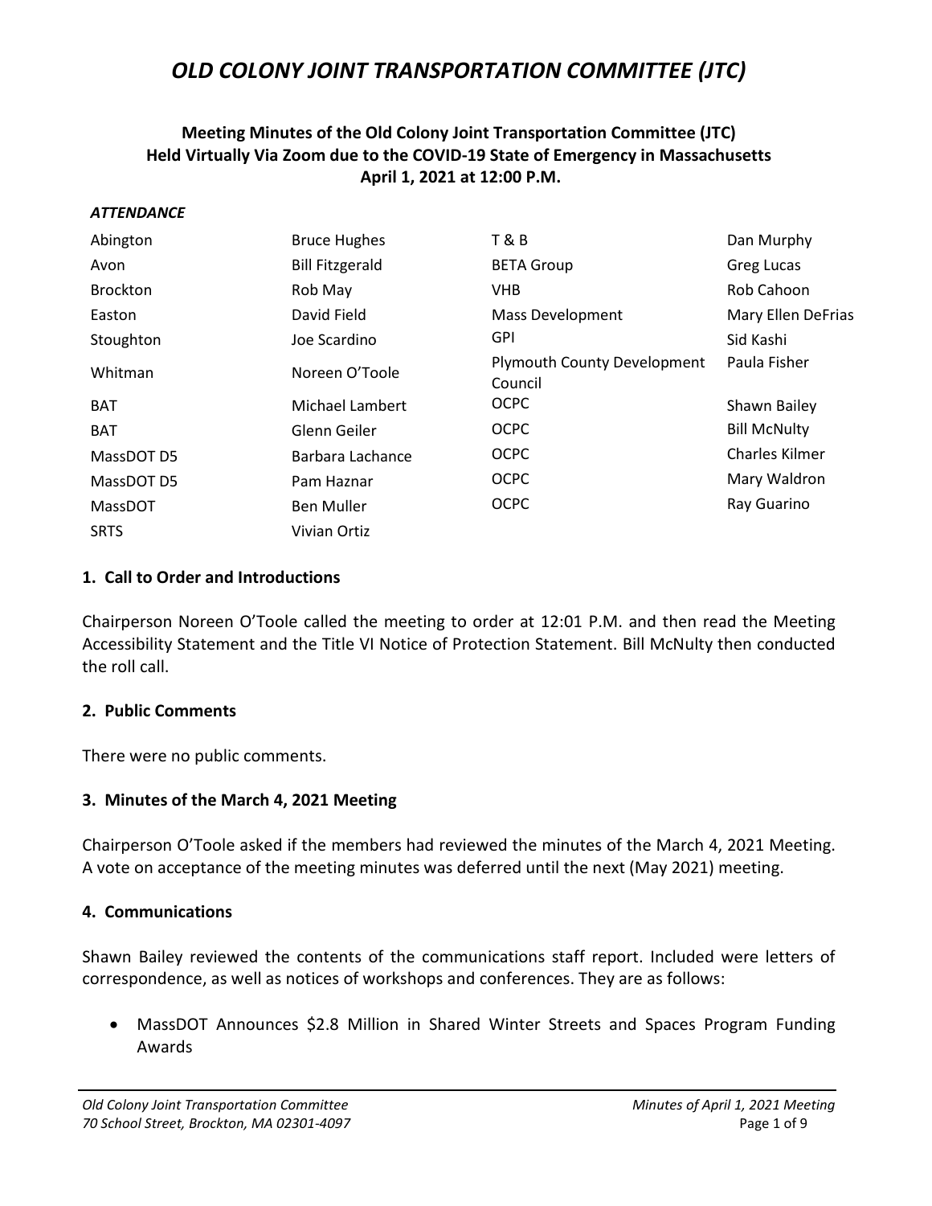# OLD COLONY JOINT TRANSPORTATION COMMITTEE (JTC)

**Meeting Minutes of the Old Colony Joint Transportation Committee (JTC)**
**Held Virtually Via Zoom due to the COVID-19 State of Emergency in Massachusetts**
**April 1, 2021 at 12:00 P.M.**

***ATTENDANCE***

| | | | |
|---|---|---|---|
| Abington | Bruce Hughes | T & B | Dan Murphy |
| Avon | Bill Fitzgerald | BETA Group | Greg Lucas |
| Brockton | Rob May | VHB | Rob Cahoon |
| Easton | David Field | Mass Development | Mary Ellen DeFrias |
| Stoughton | Joe Scardino | GPI | Sid Kashi |
| Whitman | Noreen O'Toole | Plymouth County Development Council | Paula Fisher |
| BAT | Michael Lambert | OCPC | Shawn Bailey |
| BAT | Glenn Geiler | OCPC | Bill McNulty |
| MassDOT D5 | Barbara Lachance | OCPC | Charles Kilmer |
| MassDOT D5 | Pam Haznar | OCPC | Mary Waldron |
| MassDOT | Ben Muller | OCPC | Ray Guarino |
| SRTS | Vivian Ortiz | | |

## 1. Call to Order and Introductions

Chairperson Noreen O'Toole called the meeting to order at 12:01 P.M. and then read the Meeting Accessibility Statement and the Title VI Notice of Protection Statement. Bill McNulty then conducted the roll call.

## 2. Public Comments

There were no public comments.

## 3. Minutes of the March 4, 2021 Meeting

Chairperson O'Toole asked if the members had reviewed the minutes of the March 4, 2021 Meeting. A vote on acceptance of the meeting minutes was deferred until the next (May 2021) meeting.

## 4. Communications

Shawn Bailey reviewed the contents of the communications staff report. Included were letters of correspondence, as well as notices of workshops and conferences. They are as follows:

- MassDOT Announces $2.8 Million in Shared Winter Streets and Spaces Program Funding Awards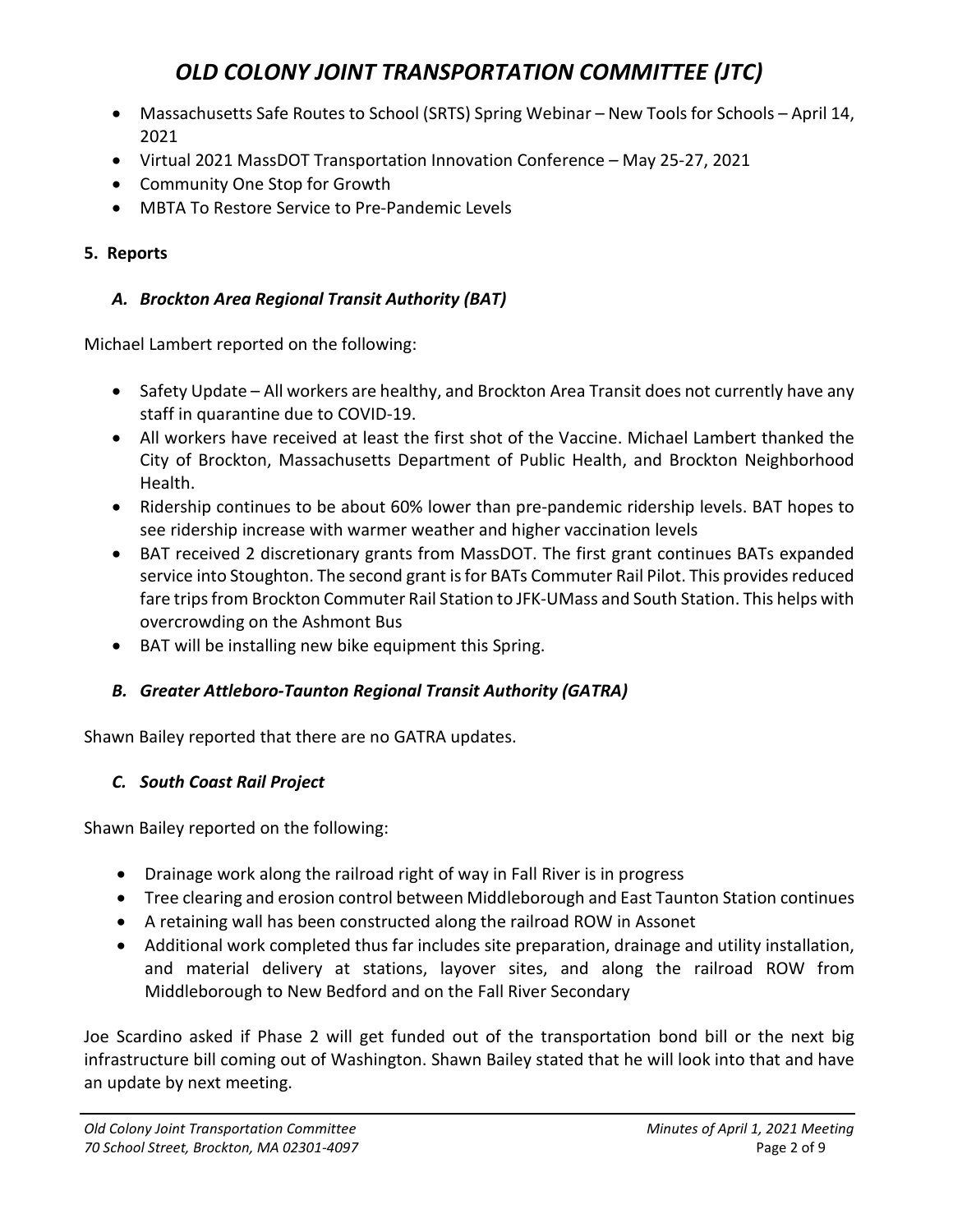- Massachusetts Safe Routes to School (SRTS) Spring Webinar – New Tools for Schools – April 14, 2021
- Virtual 2021 MassDOT Transportation Innovation Conference – May 25-27, 2021
- Community One Stop for Growth
- MBTA To Restore Service to Pre-Pandemic Levels

**5. Reports**

***A. Brockton Area Regional Transit Authority (BAT)***

Michael Lambert reported on the following:

- Safety Update – All workers are healthy, and Brockton Area Transit does not currently have any staff in quarantine due to COVID-19.
- All workers have received at least the first shot of the Vaccine. Michael Lambert thanked the City of Brockton, Massachusetts Department of Public Health, and Brockton Neighborhood Health.
- Ridership continues to be about 60% lower than pre-pandemic ridership levels. BAT hopes to see ridership increase with warmer weather and higher vaccination levels
- BAT received 2 discretionary grants from MassDOT. The first grant continues BATs expanded service into Stoughton. The second grant is for BATs Commuter Rail Pilot. This provides reduced fare trips from Brockton Commuter Rail Station to JFK-UMass and South Station. This helps with overcrowding on the Ashmont Bus
- BAT will be installing new bike equipment this Spring.

***B. Greater Attleboro-Taunton Regional Transit Authority (GATRA)***

Shawn Bailey reported that there are no GATRA updates.

***C. South Coast Rail Project***

Shawn Bailey reported on the following:

- Drainage work along the railroad right of way in Fall River is in progress
- Tree clearing and erosion control between Middleborough and East Taunton Station continues
- A retaining wall has been constructed along the railroad ROW in Assonet
- Additional work completed thus far includes site preparation, drainage and utility installation, and material delivery at stations, layover sites, and along the railroad ROW from Middleborough to New Bedford and on the Fall River Secondary

Joe Scardino asked if Phase 2 will get funded out of the transportation bond bill or the next big infrastructure bill coming out of Washington. Shawn Bailey stated that he will look into that and have an update by next meeting.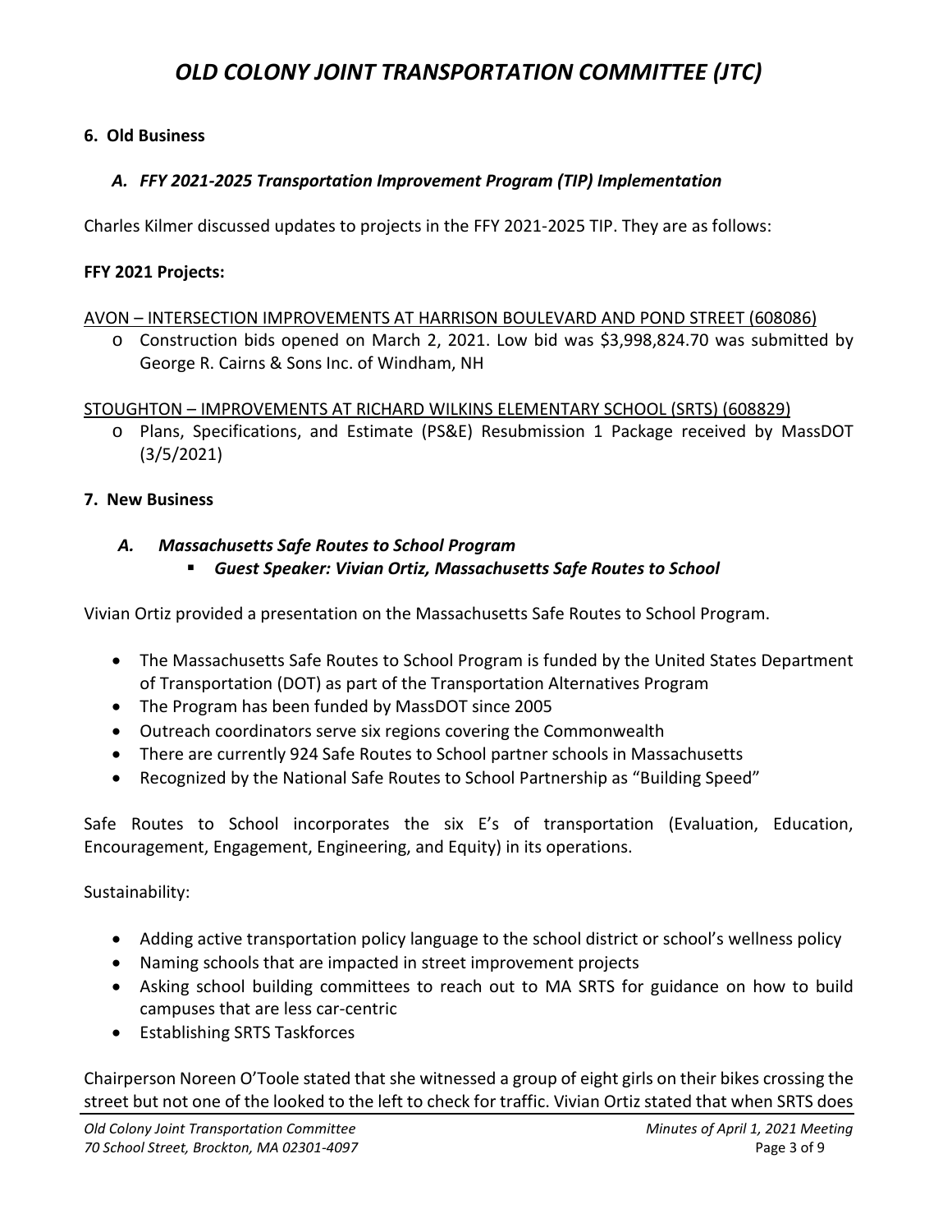### 6. Old Business

#### *A. FFY 2021-2025 Transportation Improvement Program (TIP) Implementation*

Charles Kilmer discussed updates to projects in the FFY 2021-2025 TIP. They are as follows:

**FFY 2021 Projects:**

AVON – INTERSECTION IMPROVEMENTS AT HARRISON BOULEVARD AND POND STREET (608086)

- Construction bids opened on March 2, 2021. Low bid was $3,998,824.70 was submitted by George R. Cairns & Sons Inc. of Windham, NH

STOUGHTON – IMPROVEMENTS AT RICHARD WILKINS ELEMENTARY SCHOOL (SRTS) (608829)

- Plans, Specifications, and Estimate (PS&E) Resubmission 1 Package received by MassDOT (3/5/2021)

### 7. New Business

#### *A. Massachusetts Safe Routes to School Program*

- ***Guest Speaker: Vivian Ortiz, Massachusetts Safe Routes to School***

Vivian Ortiz provided a presentation on the Massachusetts Safe Routes to School Program.

- The Massachusetts Safe Routes to School Program is funded by the United States Department of Transportation (DOT) as part of the Transportation Alternatives Program
- The Program has been funded by MassDOT since 2005
- Outreach coordinators serve six regions covering the Commonwealth
- There are currently 924 Safe Routes to School partner schools in Massachusetts
- Recognized by the National Safe Routes to School Partnership as "Building Speed"

Safe Routes to School incorporates the six E's of transportation (Evaluation, Education, Encouragement, Engagement, Engineering, and Equity) in its operations.

Sustainability:

- Adding active transportation policy language to the school district or school's wellness policy
- Naming schools that are impacted in street improvement projects
- Asking school building committees to reach out to MA SRTS for guidance on how to build campuses that are less car-centric
- Establishing SRTS Taskforces

Chairperson Noreen O'Toole stated that she witnessed a group of eight girls on their bikes crossing the street but not one of the looked to the left to check for traffic. Vivian Ortiz stated that when SRTS does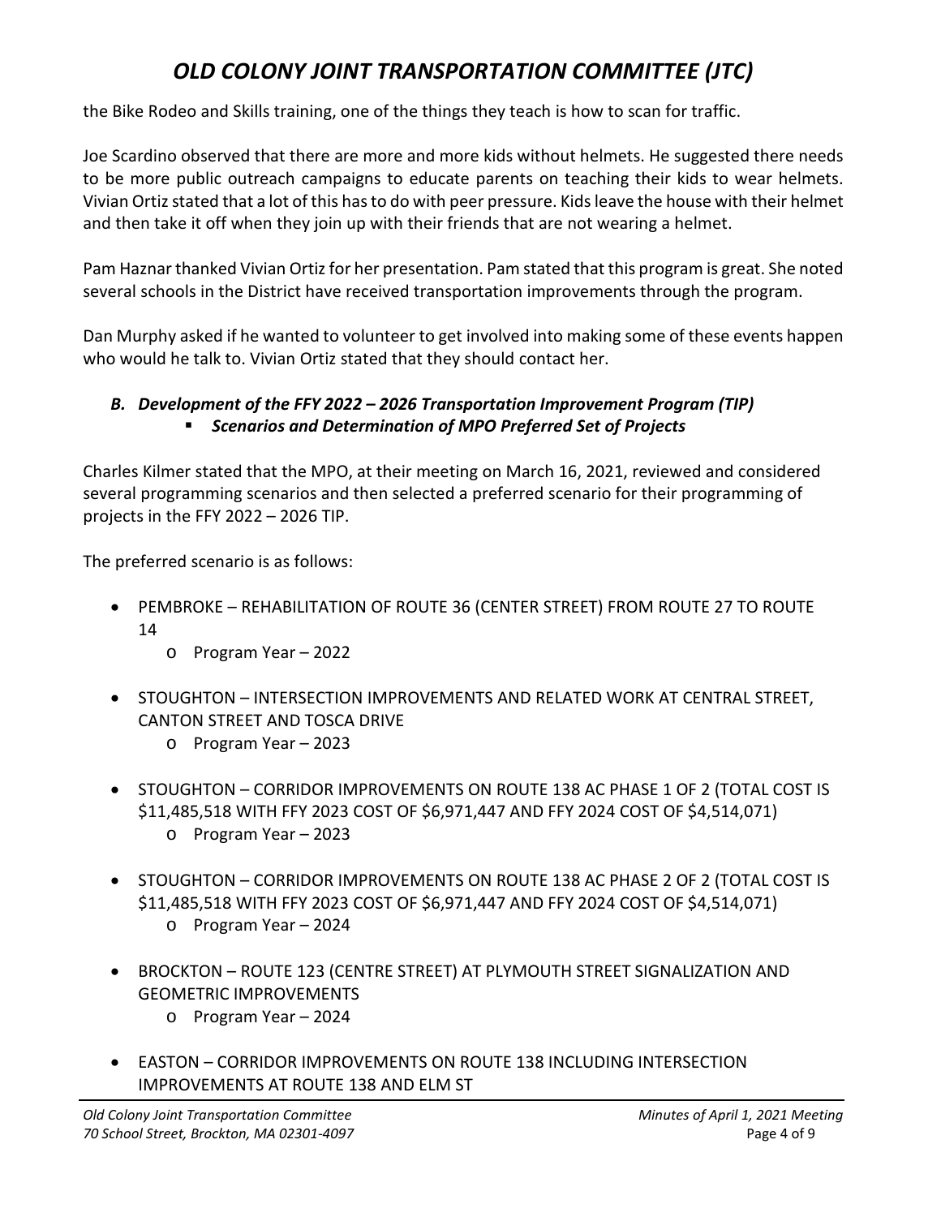the Bike Rodeo and Skills training, one of the things they teach is how to scan for traffic.

Joe Scardino observed that there are more and more kids without helmets. He suggested there needs to be more public outreach campaigns to educate parents on teaching their kids to wear helmets. Vivian Ortiz stated that a lot of this has to do with peer pressure. Kids leave the house with their helmet and then take it off when they join up with their friends that are not wearing a helmet.

Pam Haznar thanked Vivian Ortiz for her presentation. Pam stated that this program is great. She noted several schools in the District have received transportation improvements through the program.

Dan Murphy asked if he wanted to volunteer to get involved into making some of these events happen who would he talk to. Vivian Ortiz stated that they should contact her.

### *B. Development of the FFY 2022 – 2026 Transportation Improvement Program (TIP)*

- ***Scenarios and Determination of MPO Preferred Set of Projects***

Charles Kilmer stated that the MPO, at their meeting on March 16, 2021, reviewed and considered several programming scenarios and then selected a preferred scenario for their programming of projects in the FFY 2022 – 2026 TIP.

The preferred scenario is as follows:

- PEMBROKE – REHABILITATION OF ROUTE 36 (CENTER STREET) FROM ROUTE 27 TO ROUTE 14
    - Program Year – 2022
- STOUGHTON – INTERSECTION IMPROVEMENTS AND RELATED WORK AT CENTRAL STREET, CANTON STREET AND TOSCA DRIVE
    - Program Year – 2023
- STOUGHTON – CORRIDOR IMPROVEMENTS ON ROUTE 138 AC PHASE 1 OF 2 (TOTAL COST IS $11,485,518 WITH FFY 2023 COST OF $6,971,447 AND FFY 2024 COST OF $4,514,071)
    - Program Year – 2023
- STOUGHTON – CORRIDOR IMPROVEMENTS ON ROUTE 138 AC PHASE 2 OF 2 (TOTAL COST IS $11,485,518 WITH FFY 2023 COST OF $6,971,447 AND FFY 2024 COST OF $4,514,071)
    - Program Year – 2024
- BROCKTON – ROUTE 123 (CENTRE STREET) AT PLYMOUTH STREET SIGNALIZATION AND GEOMETRIC IMPROVEMENTS
    - Program Year – 2024
- EASTON – CORRIDOR IMPROVEMENTS ON ROUTE 138 INCLUDING INTERSECTION IMPROVEMENTS AT ROUTE 138 AND ELM ST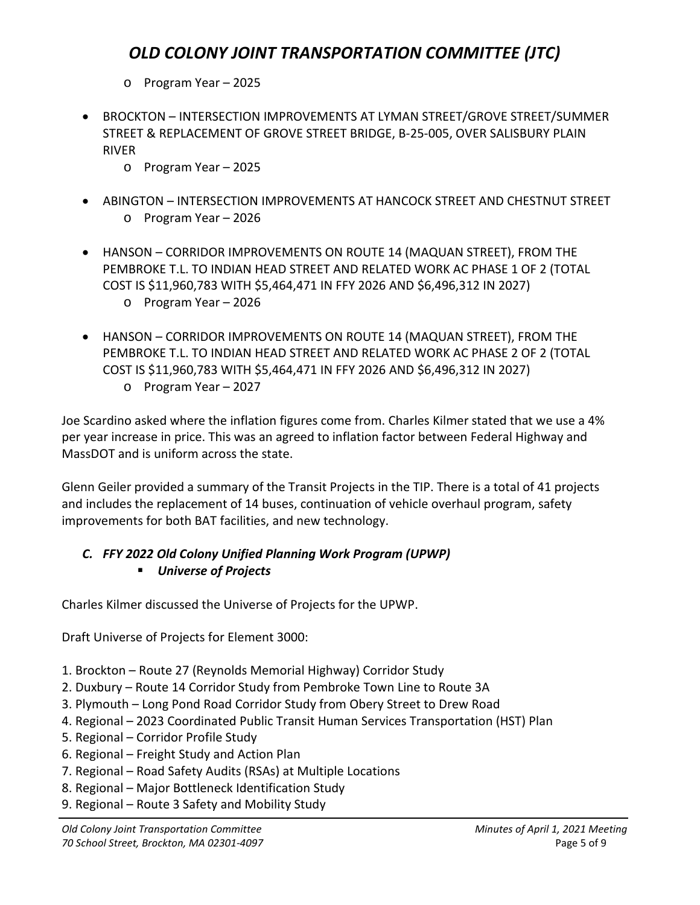- Program Year – 2025

- BROCKTON – INTERSECTION IMPROVEMENTS AT LYMAN STREET/GROVE STREET/SUMMER STREET & REPLACEMENT OF GROVE STREET BRIDGE, B-25-005, OVER SALISBURY PLAIN RIVER
  - Program Year – 2025

- ABINGTON – INTERSECTION IMPROVEMENTS AT HANCOCK STREET AND CHESTNUT STREET
  - Program Year – 2026

- HANSON – CORRIDOR IMPROVEMENTS ON ROUTE 14 (MAQUAN STREET), FROM THE PEMBROKE T.L. TO INDIAN HEAD STREET AND RELATED WORK AC PHASE 1 OF 2 (TOTAL COST IS $11,960,783 WITH $5,464,471 IN FFY 2026 AND $6,496,312 IN 2027)
  - Program Year – 2026

- HANSON – CORRIDOR IMPROVEMENTS ON ROUTE 14 (MAQUAN STREET), FROM THE PEMBROKE T.L. TO INDIAN HEAD STREET AND RELATED WORK AC PHASE 2 OF 2 (TOTAL COST IS $11,960,783 WITH $5,464,471 IN FFY 2026 AND $6,496,312 IN 2027)
  - Program Year – 2027

Joe Scardino asked where the inflation figures come from. Charles Kilmer stated that we use a 4% per year increase in price. This was an agreed to inflation factor between Federal Highway and MassDOT and is uniform across the state.

Glenn Geiler provided a summary of the Transit Projects in the TIP. There is a total of 41 projects and includes the replacement of 14 buses, continuation of vehicle overhaul program, safety improvements for both BAT facilities, and new technology.

### *C. FFY 2022 Old Colony Unified Planning Work Program (UPWP)*

- ***Universe of Projects***

Charles Kilmer discussed the Universe of Projects for the UPWP.

Draft Universe of Projects for Element 3000:

1. Brockton – Route 27 (Reynolds Memorial Highway) Corridor Study
2. Duxbury – Route 14 Corridor Study from Pembroke Town Line to Route 3A
3. Plymouth – Long Pond Road Corridor Study from Obery Street to Drew Road
4. Regional – 2023 Coordinated Public Transit Human Services Transportation (HST) Plan
5. Regional – Corridor Profile Study
6. Regional – Freight Study and Action Plan
7. Regional – Road Safety Audits (RSAs) at Multiple Locations
8. Regional – Major Bottleneck Identification Study
9. Regional – Route 3 Safety and Mobility Study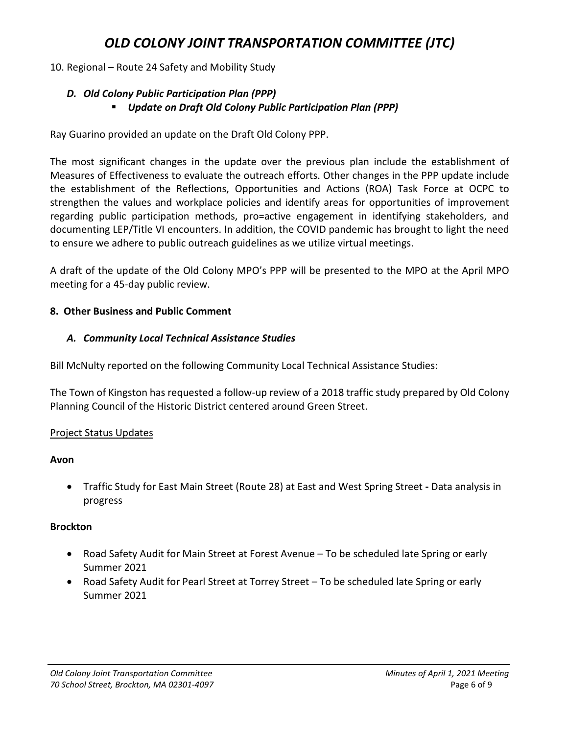10. Regional – Route 24 Safety and Mobility Study

### *D. Old Colony Public Participation Plan (PPP)*

- ***Update on Draft Old Colony Public Participation Plan (PPP)***

Ray Guarino provided an update on the Draft Old Colony PPP.

The most significant changes in the update over the previous plan include the establishment of Measures of Effectiveness to evaluate the outreach efforts. Other changes in the PPP update include the establishment of the Reflections, Opportunities and Actions (ROA) Task Force at OCPC to strengthen the values and workplace policies and identify areas for opportunities of improvement regarding public participation methods, pro=active engagement in identifying stakeholders, and documenting LEP/Title VI encounters. In addition, the COVID pandemic has brought to light the need to ensure we adhere to public outreach guidelines as we utilize virtual meetings.

A draft of the update of the Old Colony MPO's PPP will be presented to the MPO at the April MPO meeting for a 45-day public review.

## 8. Other Business and Public Comment

### *A. Community Local Technical Assistance Studies*

Bill McNulty reported on the following Community Local Technical Assistance Studies:

The Town of Kingston has requested a follow-up review of a 2018 traffic study prepared by Old Colony Planning Council of the Historic District centered around Green Street.

<u>Project Status Updates</u>

**Avon**

- Traffic Study for East Main Street (Route 28) at East and West Spring Street **-** Data analysis in progress

**Brockton**

- Road Safety Audit for Main Street at Forest Avenue – To be scheduled late Spring or early Summer 2021
- Road Safety Audit for Pearl Street at Torrey Street – To be scheduled late Spring or early Summer 2021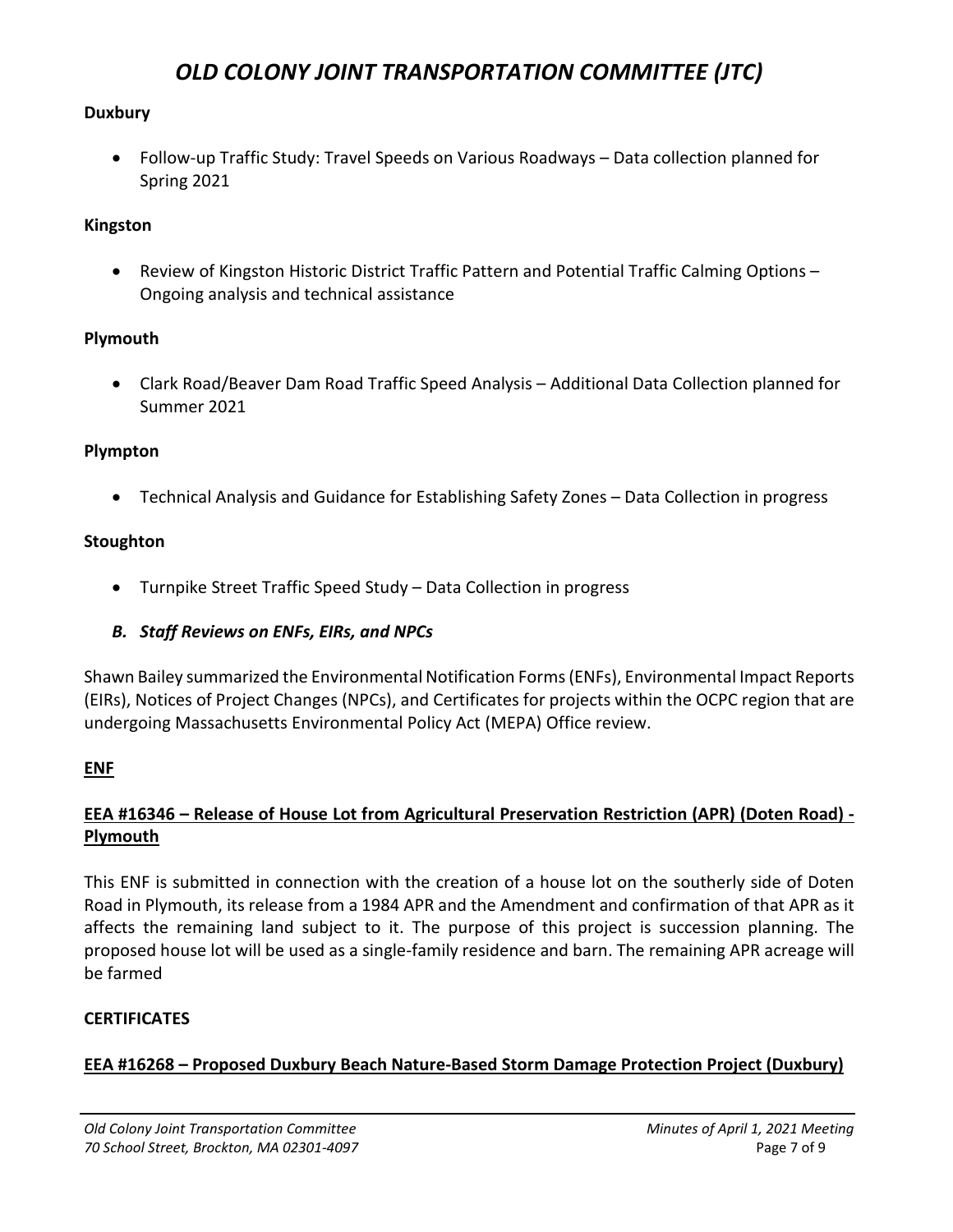# OLD COLONY JOINT TRANSPORTATION COMMITTEE (JTC)

**Duxbury**

- Follow-up Traffic Study: Travel Speeds on Various Roadways – Data collection planned for Spring 2021

**Kingston**

- Review of Kingston Historic District Traffic Pattern and Potential Traffic Calming Options – Ongoing analysis and technical assistance

**Plymouth**

- Clark Road/Beaver Dam Road Traffic Speed Analysis – Additional Data Collection planned for Summer 2021

**Plympton**

- Technical Analysis and Guidance for Establishing Safety Zones – Data Collection in progress

**Stoughton**

- Turnpike Street Traffic Speed Study – Data Collection in progress

### *B. Staff Reviews on ENFs, EIRs, and NPCs*

Shawn Bailey summarized the Environmental Notification Forms (ENFs), Environmental Impact Reports (EIRs), Notices of Project Changes (NPCs), and Certificates for projects within the OCPC region that are undergoing Massachusetts Environmental Policy Act (MEPA) Office review.

**ENF**

**EEA #16346 – Release of House Lot from Agricultural Preservation Restriction (APR) (Doten Road) - Plymouth**

This ENF is submitted in connection with the creation of a house lot on the southerly side of Doten Road in Plymouth, its release from a 1984 APR and the Amendment and confirmation of that APR as it affects the remaining land subject to it. The purpose of this project is succession planning. The proposed house lot will be used as a single-family residence and barn. The remaining APR acreage will be farmed

**CERTIFICATES**

**EEA #16268 – Proposed Duxbury Beach Nature-Based Storm Damage Protection Project (Duxbury)**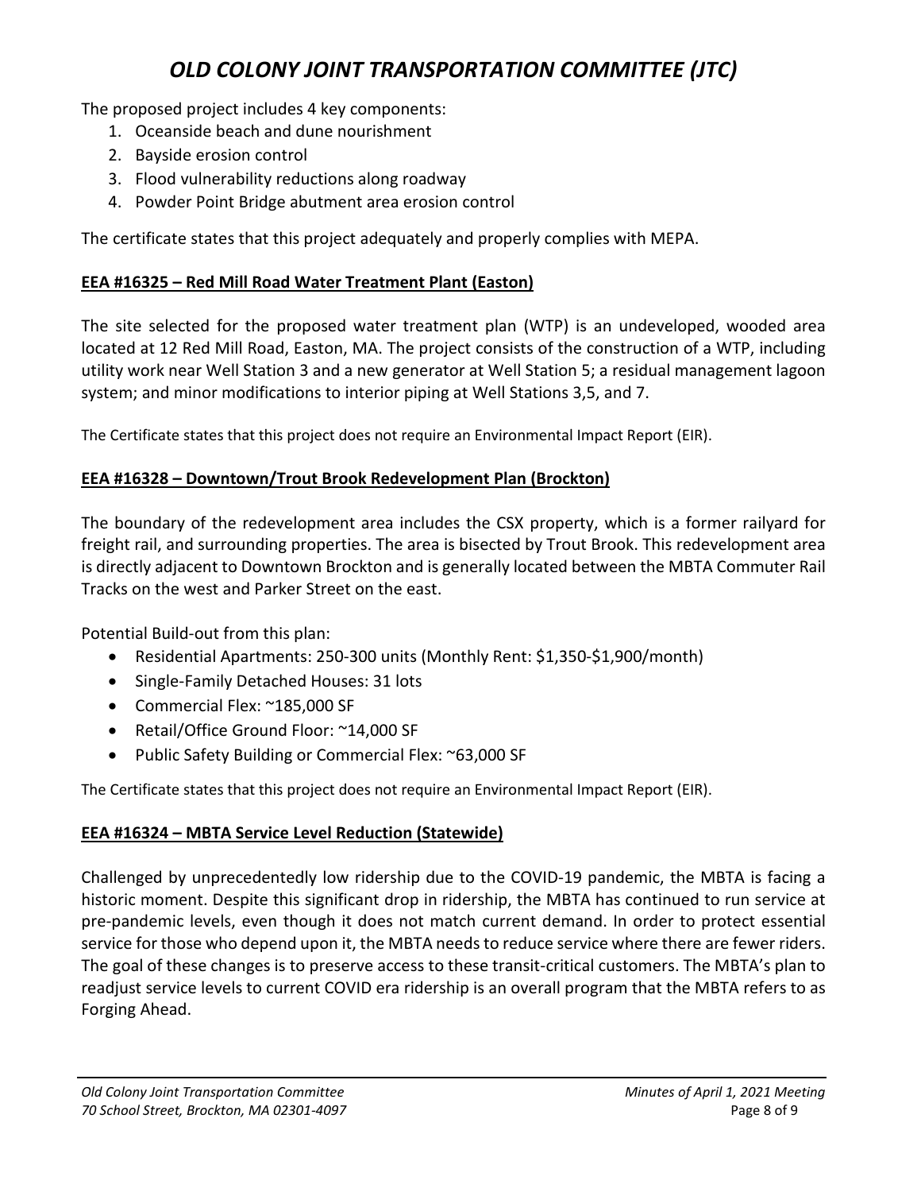The proposed project includes 4 key components:

1. Oceanside beach and dune nourishment
2. Bayside erosion control
3. Flood vulnerability reductions along roadway
4. Powder Point Bridge abutment area erosion control

The certificate states that this project adequately and properly complies with MEPA.

**EEA #16325 – Red Mill Road Water Treatment Plant (Easton)**

The site selected for the proposed water treatment plan (WTP) is an undeveloped, wooded area located at 12 Red Mill Road, Easton, MA. The project consists of the construction of a WTP, including utility work near Well Station 3 and a new generator at Well Station 5; a residual management lagoon system; and minor modifications to interior piping at Well Stations 3,5, and 7.

The Certificate states that this project does not require an Environmental Impact Report (EIR).

**EEA #16328 – Downtown/Trout Brook Redevelopment Plan (Brockton)**

The boundary of the redevelopment area includes the CSX property, which is a former railyard for freight rail, and surrounding properties. The area is bisected by Trout Brook. This redevelopment area is directly adjacent to Downtown Brockton and is generally located between the MBTA Commuter Rail Tracks on the west and Parker Street on the east.

Potential Build-out from this plan:

- Residential Apartments: 250-300 units (Monthly Rent: $1,350-$1,900/month)
- Single-Family Detached Houses: 31 lots
- Commercial Flex: ~185,000 SF
- Retail/Office Ground Floor: ~14,000 SF
- Public Safety Building or Commercial Flex: ~63,000 SF

The Certificate states that this project does not require an Environmental Impact Report (EIR).

**EEA #16324 – MBTA Service Level Reduction (Statewide)**

Challenged by unprecedentedly low ridership due to the COVID-19 pandemic, the MBTA is facing a historic moment. Despite this significant drop in ridership, the MBTA has continued to run service at pre-pandemic levels, even though it does not match current demand. In order to protect essential service for those who depend upon it, the MBTA needs to reduce service where there are fewer riders. The goal of these changes is to preserve access to these transit-critical customers. The MBTA's plan to readjust service levels to current COVID era ridership is an overall program that the MBTA refers to as Forging Ahead.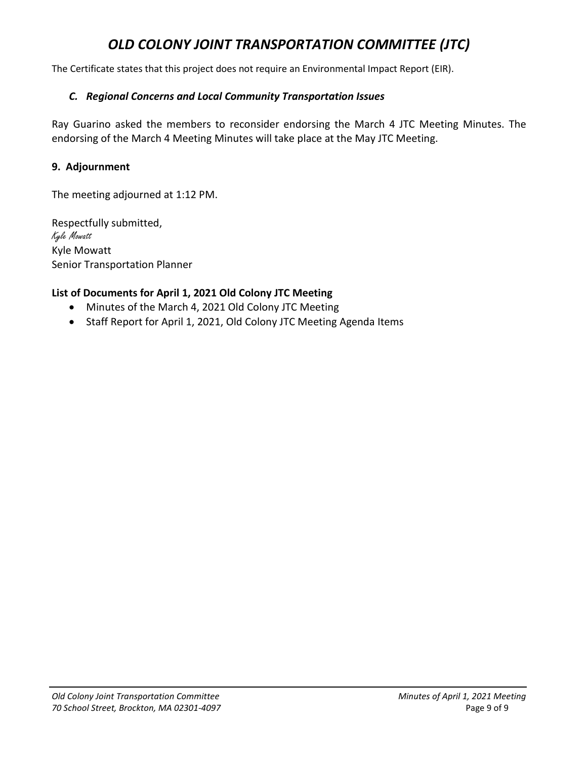The Certificate states that this project does not require an Environmental Impact Report (EIR).

### *C. Regional Concerns and Local Community Transportation Issues*

Ray Guarino asked the members to reconsider endorsing the March 4 JTC Meeting Minutes. The endorsing of the March 4 Meeting Minutes will take place at the May JTC Meeting.

### 9. Adjournment

The meeting adjourned at 1:12 PM.

Respectfully submitted,
*Kyle Mowatt*
Kyle Mowatt
Senior Transportation Planner

**List of Documents for April 1, 2021 Old Colony JTC Meeting**

- Minutes of the March 4, 2021 Old Colony JTC Meeting
- Staff Report for April 1, 2021, Old Colony JTC Meeting Agenda Items